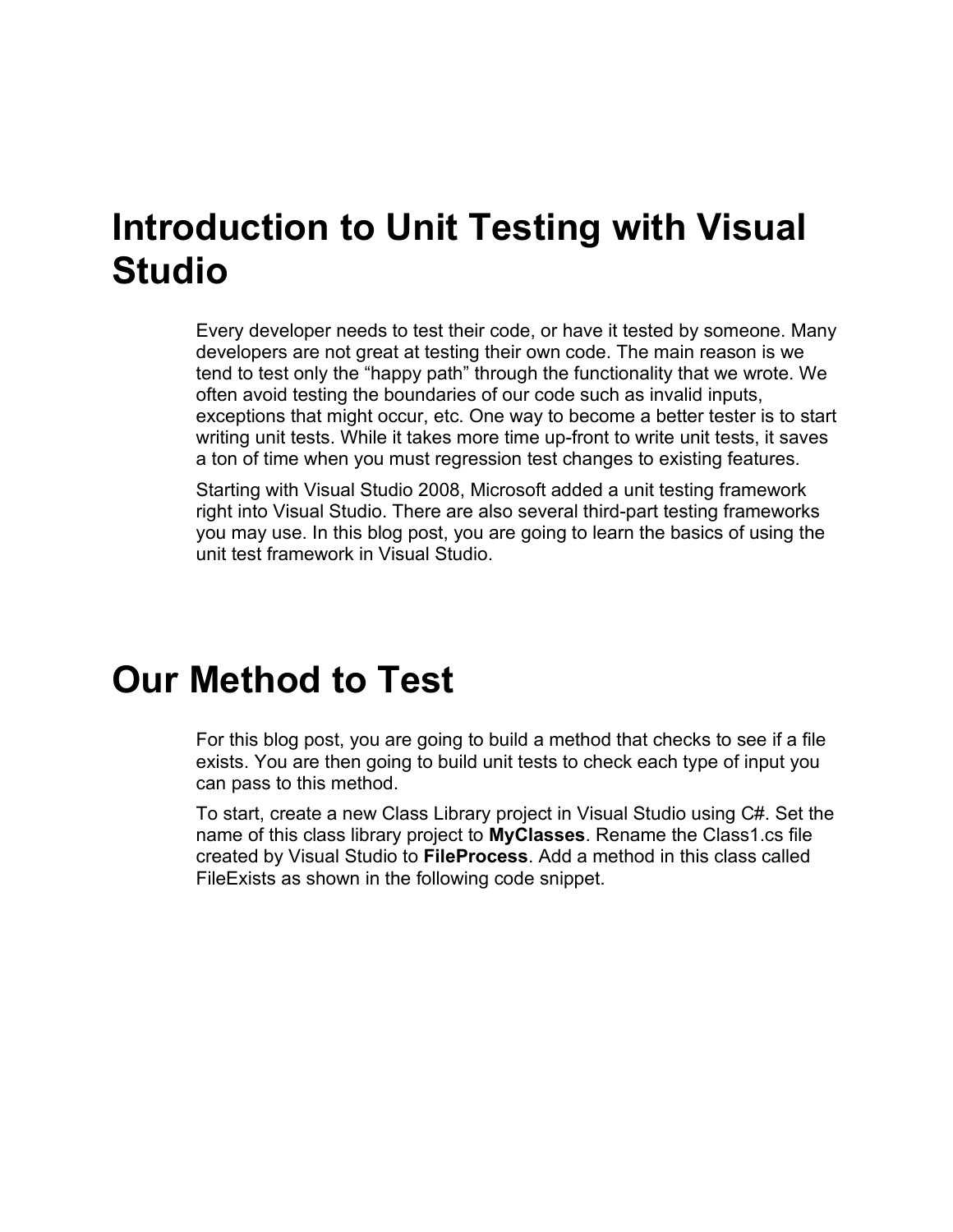# Introduction to Unit Testing with Visual Studio

Every developer needs to test their code, or have it tested by someone. Many developers are not great at testing their own code. The main reason is we tend to test only the "happy path" through the functionality that we wrote. We often avoid testing the boundaries of our code such as invalid inputs, exceptions that might occur, etc. One way to become a better tester is to start writing unit tests. While it takes more time up-front to write unit tests, it saves a ton of time when you must regression test changes to existing features.

Starting with Visual Studio 2008, Microsoft added a unit testing framework right into Visual Studio. There are also several third-part testing frameworks you may use. In this blog post, you are going to learn the basics of using the unit test framework in Visual Studio.

# Our Method to Test

For this blog post, you are going to build a method that checks to see if a file exists. You are then going to build unit tests to check each type of input you can pass to this method.

To start, create a new Class Library project in Visual Studio using C#. Set the name of this class library project to **MyClasses**. Rename the Class1.cs file created by Visual Studio to **FileProcess**. Add a method in this class called FileExists as shown in the following code snippet.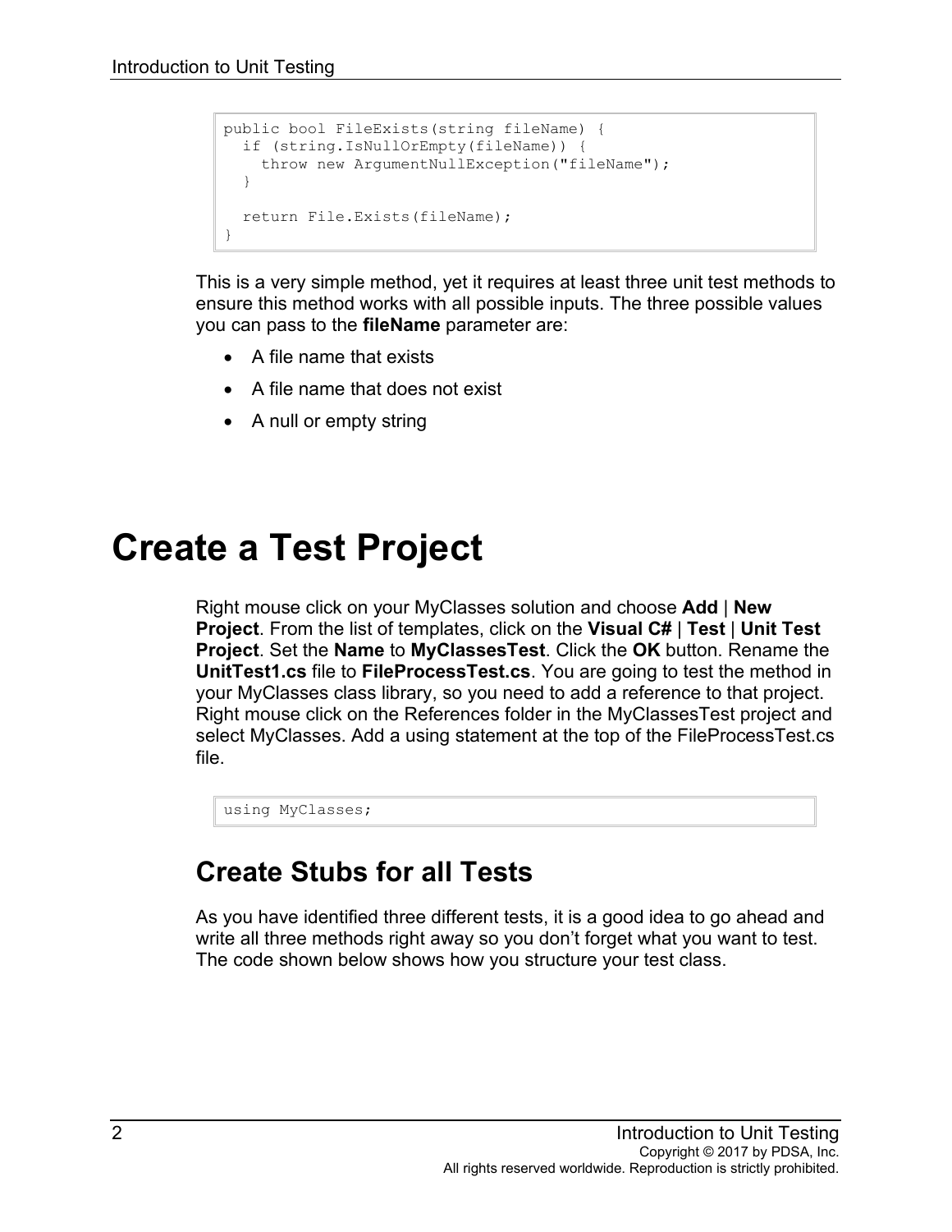```
public bool FileExists(string fileName) {
  if (string.IsNullOrEmpty(fileName)) {
    throw new ArgumentNullException("fileName");
  }

  return File.Exists(fileName);
}
```

This is a very simple method, yet it requires at least three unit test methods to ensure this method works with all possible inputs. The three possible values you can pass to the **fileName** parameter are:

- A file name that exists
- A file name that does not exist
- A null or empty string

# Create a Test Project

Right mouse click on your MyClasses solution and choose **Add** | **New Project**. From the list of templates, click on the **Visual C#** | **Test** | **Unit Test Project**. Set the **Name** to **MyClassesTest**. Click the **OK** button. Rename the **UnitTest1.cs** file to **FileProcessTest.cs**. You are going to test the method in your MyClasses class library, so you need to add a reference to that project. Right mouse click on the References folder in the MyClassesTest project and select MyClasses. Add a using statement at the top of the FileProcessTest.cs file.

```
using MyClasses;
```

## Create Stubs for all Tests

As you have identified three different tests, it is a good idea to go ahead and write all three methods right away so you don't forget what you want to test. The code shown below shows how you structure your test class.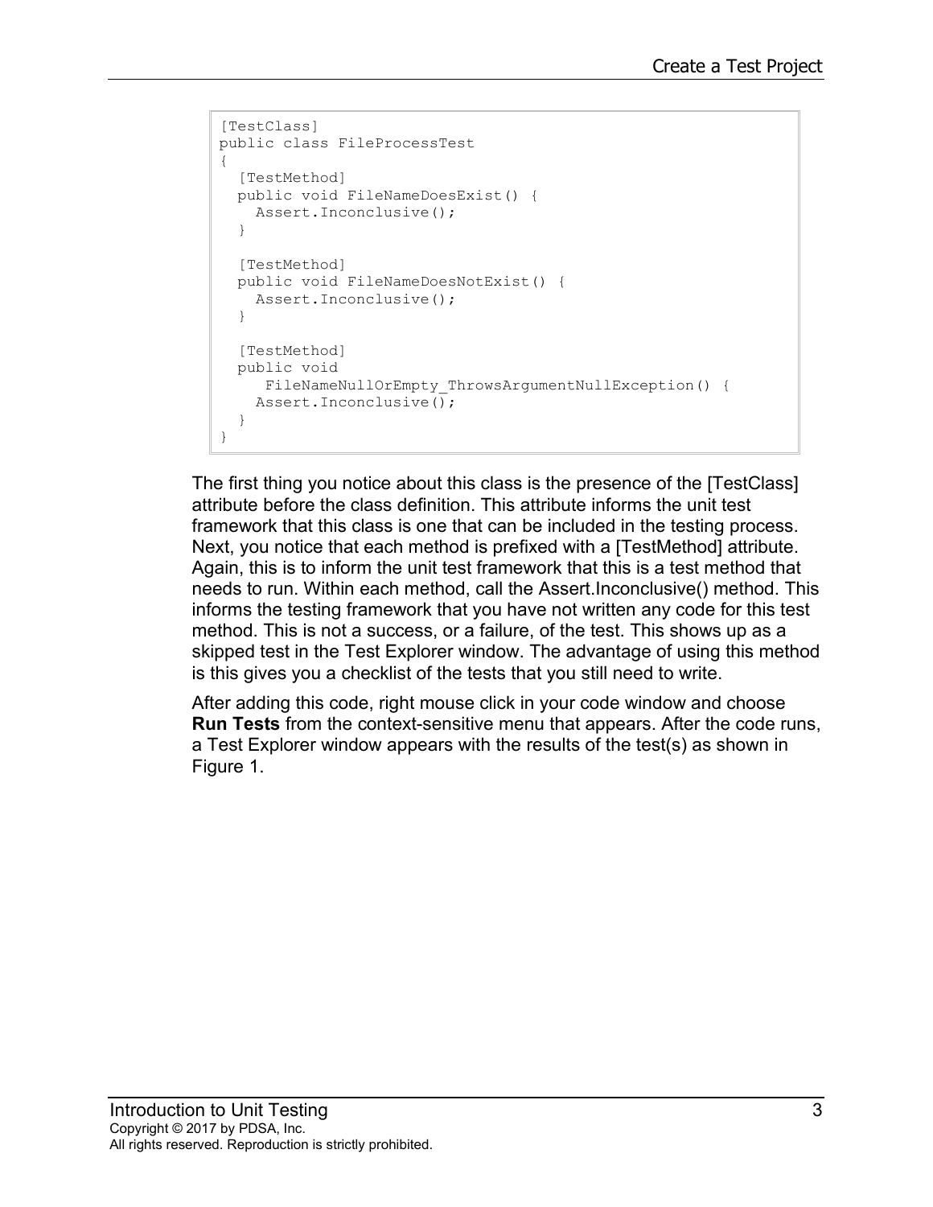```
[TestClass]
public class FileProcessTest
{
  [TestMethod]
  public void FileNameDoesExist() {
    Assert.Inconclusive();
  }

  [TestMethod]
  public void FileNameDoesNotExist() {
    Assert.Inconclusive();
  }

  [TestMethod]
  public void
     FileNameNullOrEmpty_ThrowsArgumentNullException() {
    Assert.Inconclusive();
  }
}
```

The first thing you notice about this class is the presence of the [TestClass] attribute before the class definition. This attribute informs the unit test framework that this class is one that can be included in the testing process. Next, you notice that each method is prefixed with a [TestMethod] attribute. Again, this is to inform the unit test framework that this is a test method that needs to run. Within each method, call the Assert.Inconclusive() method. This informs the testing framework that you have not written any code for this test method. This is not a success, or a failure, of the test. This shows up as a skipped test in the Test Explorer window. The advantage of using this method is this gives you a checklist of the tests that you still need to write.

After adding this code, right mouse click in your code window and choose **Run Tests** from the context-sensitive menu that appears. After the code runs, a Test Explorer window appears with the results of the test(s) as shown in Figure 1.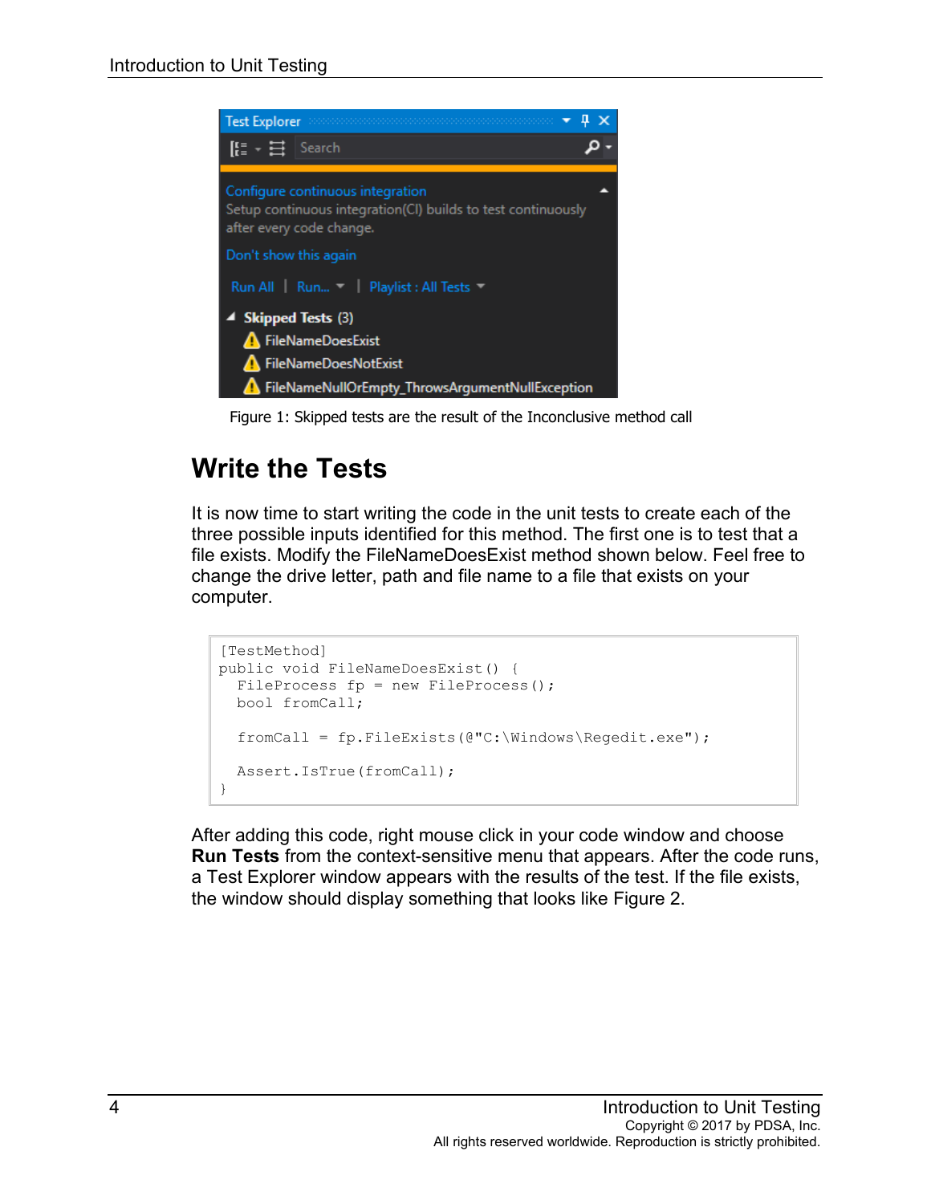Figure 1: Skipped tests are the result of the Inconclusive method call

## Write the Tests

It is now time to start writing the code in the unit tests to create each of the three possible inputs identified for this method. The first one is to test that a file exists. Modify the FileNameDoesExist method shown below. Feel free to change the drive letter, path and file name to a file that exists on your computer.

```
[TestMethod]
public void FileNameDoesExist() {
  FileProcess fp = new FileProcess();
  bool fromCall;

  fromCall = fp.FileExists(@"C:\Windows\Regedit.exe");

  Assert.IsTrue(fromCall);
}
```

After adding this code, right mouse click in your code window and choose **Run Tests** from the context-sensitive menu that appears. After the code runs, a Test Explorer window appears with the results of the test. If the file exists, the window should display something that looks like Figure 2.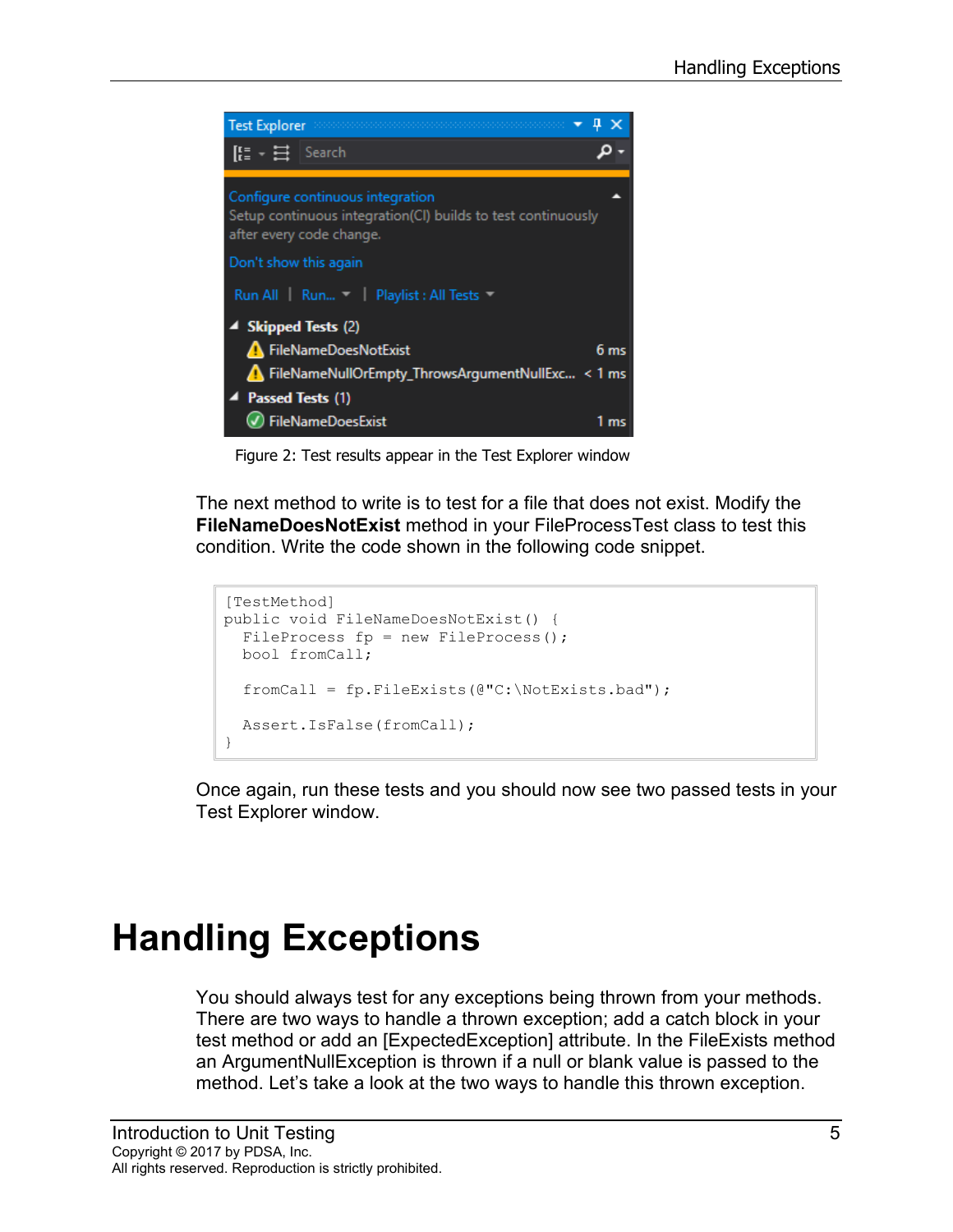Figure 2: Test results appear in the Test Explorer window

The next method to write is to test for a file that does not exist. Modify the **FileNameDoesNotExist** method in your FileProcessTest class to test this condition. Write the code shown in the following code snippet.

```
[TestMethod]
public void FileNameDoesNotExist() {
  FileProcess fp = new FileProcess();
  bool fromCall;

  fromCall = fp.FileExists(@"C:\NotExists.bad");

  Assert.IsFalse(fromCall);
}
```

Once again, run these tests and you should now see two passed tests in your Test Explorer window.

# Handling Exceptions

You should always test for any exceptions being thrown from your methods. There are two ways to handle a thrown exception; add a catch block in your test method or add an [ExpectedException] attribute. In the FileExists method an ArgumentNullException is thrown if a null or blank value is passed to the method. Let's take a look at the two ways to handle this thrown exception.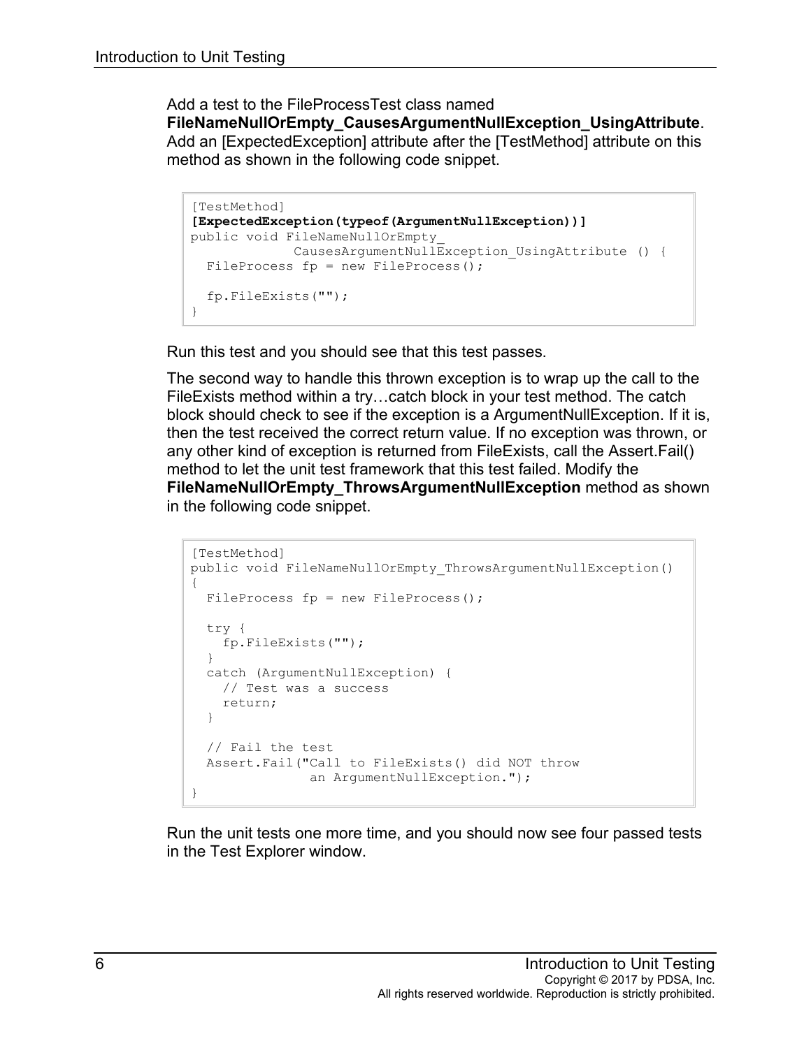Add a test to the FileProcessTest class named **FileNameNullOrEmpty_CausesArgumentNullException_UsingAttribute**. Add an [ExpectedException] attribute after the [TestMethod] attribute on this method as shown in the following code snippet.

```
[TestMethod]
[ExpectedException(typeof(ArgumentNullException))]
public void FileNameNullOrEmpty_
             CausesArgumentNullException_UsingAttribute () {
  FileProcess fp = new FileProcess();

  fp.FileExists("");
}
```

Run this test and you should see that this test passes.

The second way to handle this thrown exception is to wrap up the call to the FileExists method within a try…catch block in your test method. The catch block should check to see if the exception is a ArgumentNullException. If it is, then the test received the correct return value. If no exception was thrown, or any other kind of exception is returned from FileExists, call the Assert.Fail() method to let the unit test framework that this test failed. Modify the **FileNameNullOrEmpty_ThrowsArgumentNullException** method as shown in the following code snippet.

```
[TestMethod]
public void FileNameNullOrEmpty_ThrowsArgumentNullException()
{
  FileProcess fp = new FileProcess();

  try {
    fp.FileExists("");
  }
  catch (ArgumentNullException) {
    // Test was a success
    return;
  }

  // Fail the test
  Assert.Fail("Call to FileExists() did NOT throw
               an ArgumentNullException.");
}
```

Run the unit tests one more time, and you should now see four passed tests in the Test Explorer window.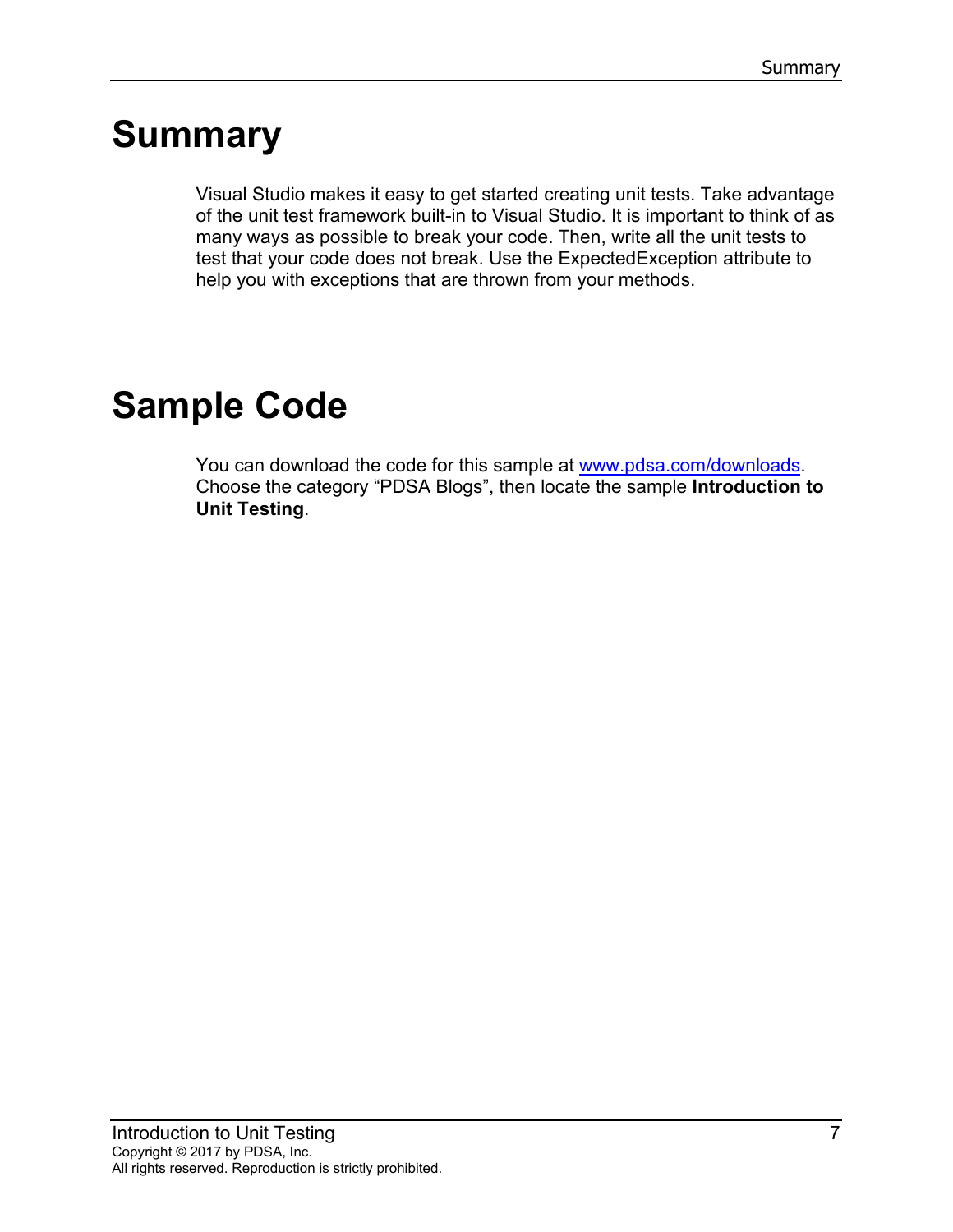# Summary

Visual Studio makes it easy to get started creating unit tests. Take advantage of the unit test framework built-in to Visual Studio. It is important to think of as many ways as possible to break your code. Then, write all the unit tests to test that your code does not break. Use the ExpectedException attribute to help you with exceptions that are thrown from your methods.

# Sample Code

You can download the code for this sample at [www.pdsa.com/downloads](http://www.pdsa.com/downloads). Choose the category "PDSA Blogs", then locate the sample **Introduction to Unit Testing**.